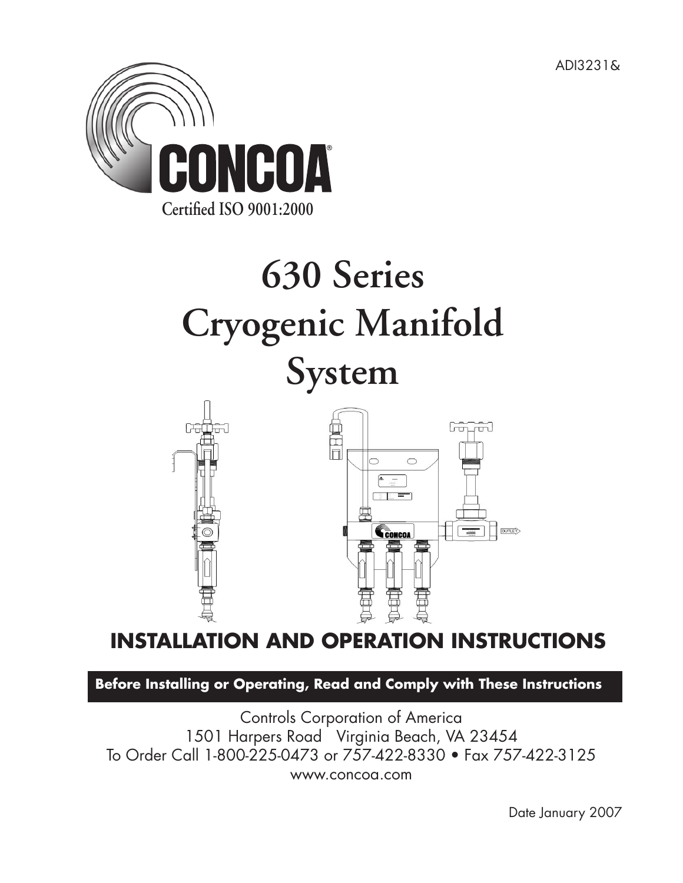ADI3231&

CONCOA

Certified ISO 9001:2000

# 630 Series Cryogenic Manifold System

## INSTALLATION AND OPERATION INSTRUCTIONS

**Before Installing or Operating, Read and Comply with These Instructions**

Controls Corporation of America
1501 Harpers Road   Virginia Beach, VA 23454
To Order Call 1-800-225-0473 or 757-422-8330 • Fax 757-422-3125
www.concoa.com

Date January 2007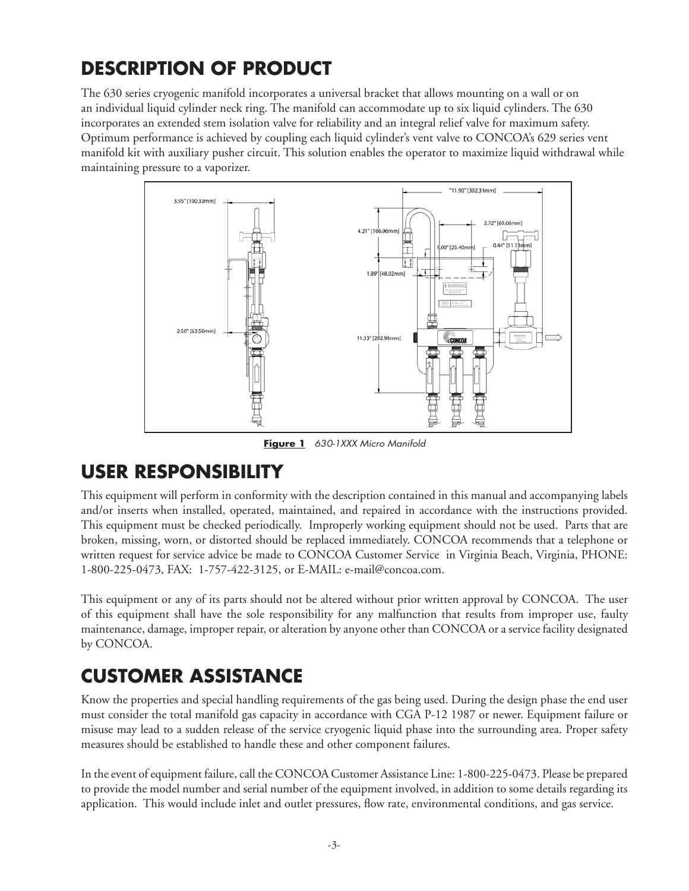# DESCRIPTION OF PRODUCT

The 630 series cryogenic manifold incorporates a universal bracket that allows mounting on a wall or on an individual liquid cylinder neck ring. The manifold can accommodate up to six liquid cylinders. The 630 incorporates an extended stem isolation valve for reliability and an integral relief valve for maximum safety. Optimum performance is achieved by coupling each liquid cylinder's vent valve to CONCOA's 629 series vent manifold kit with auxiliary pusher circuit. This solution enables the operator to maximize liquid withdrawal while maintaining pressure to a vaporizer.

**Figure 1** *630-1XXX Micro Manifold*

# USER RESPONSIBILITY

This equipment will perform in conformity with the description contained in this manual and accompanying labels and/or inserts when installed, operated, maintained, and repaired in accordance with the instructions provided. This equipment must be checked periodically. Improperly working equipment should not be used. Parts that are broken, missing, worn, or distorted should be replaced immediately. CONCOA recommends that a telephone or written request for service advice be made to CONCOA Customer Service in Virginia Beach, Virginia, PHONE: 1-800-225-0473, FAX: 1-757-422-3125, or E-MAIL: e-mail@concoa.com.

This equipment or any of its parts should not be altered without prior written approval by CONCOA. The user of this equipment shall have the sole responsibility for any malfunction that results from improper use, faulty maintenance, damage, improper repair, or alteration by anyone other than CONCOA or a service facility designated by CONCOA.

# CUSTOMER ASSISTANCE

Know the properties and special handling requirements of the gas being used. During the design phase the end user must consider the total manifold gas capacity in accordance with CGA P-12 1987 or newer. Equipment failure or misuse may lead to a sudden release of the service cryogenic liquid phase into the surrounding area. Proper safety measures should be established to handle these and other component failures.

In the event of equipment failure, call the CONCOA Customer Assistance Line: 1-800-225-0473. Please be prepared to provide the model number and serial number of the equipment involved, in addition to some details regarding its application. This would include inlet and outlet pressures, flow rate, environmental conditions, and gas service.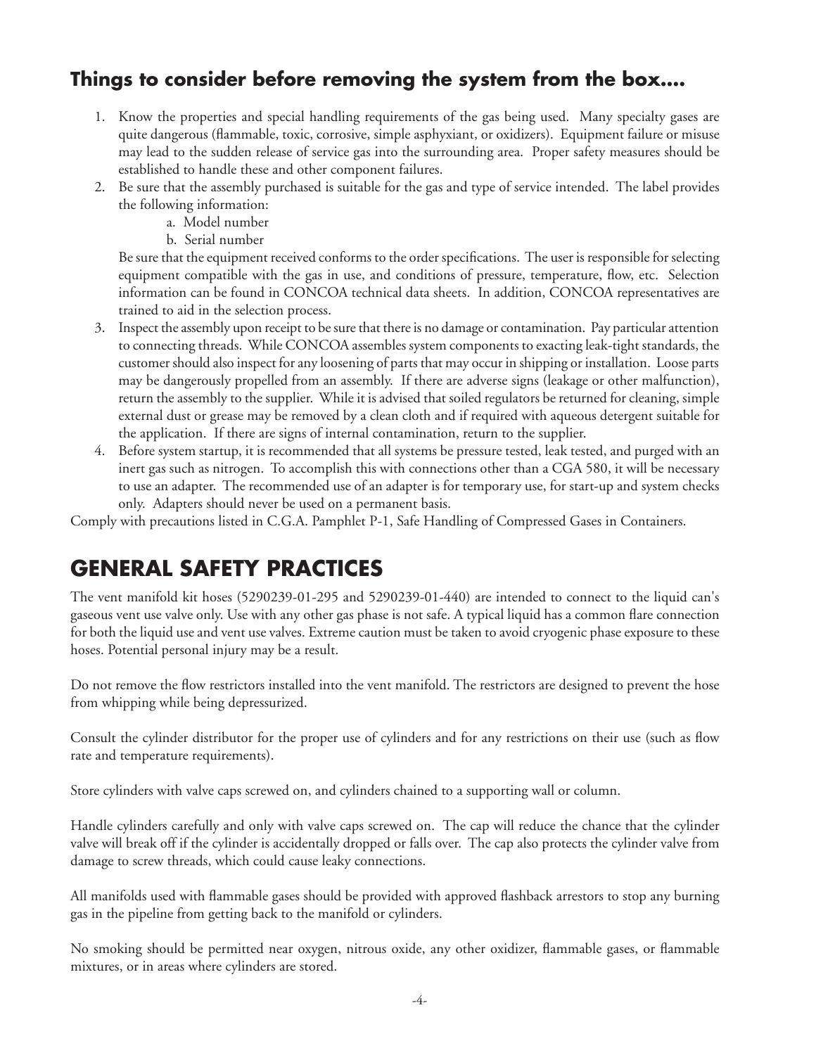## Things to consider before removing the system from the box....

1. Know the properties and special handling requirements of the gas being used. Many specialty gases are quite dangerous (flammable, toxic, corrosive, simple asphyxiant, or oxidizers). Equipment failure or misuse may lead to the sudden release of service gas into the surrounding area. Proper safety measures should be established to handle these and other component failures.
2. Be sure that the assembly purchased is suitable for the gas and type of service intended. The label provides the following information:
   a. Model number
   b. Serial number

   Be sure that the equipment received conforms to the order specifications. The user is responsible for selecting equipment compatible with the gas in use, and conditions of pressure, temperature, flow, etc. Selection information can be found in CONCOA technical data sheets. In addition, CONCOA representatives are trained to aid in the selection process.
3. Inspect the assembly upon receipt to be sure that there is no damage or contamination. Pay particular attention to connecting threads. While CONCOA assembles system components to exacting leak-tight standards, the customer should also inspect for any loosening of parts that may occur in shipping or installation. Loose parts may be dangerously propelled from an assembly. If there are adverse signs (leakage or other malfunction), return the assembly to the supplier. While it is advised that soiled regulators be returned for cleaning, simple external dust or grease may be removed by a clean cloth and if required with aqueous detergent suitable for the application. If there are signs of internal contamination, return to the supplier.
4. Before system startup, it is recommended that all systems be pressure tested, leak tested, and purged with an inert gas such as nitrogen. To accomplish this with connections other than a CGA 580, it will be necessary to use an adapter. The recommended use of an adapter is for temporary use, for start-up and system checks only. Adapters should never be used on a permanent basis.

Comply with precautions listed in C.G.A. Pamphlet P-1, Safe Handling of Compressed Gases in Containers.

# GENERAL SAFETY PRACTICES

The vent manifold kit hoses (5290239-01-295 and 5290239-01-440) are intended to connect to the liquid can's gaseous vent use valve only. Use with any other gas phase is not safe. A typical liquid has a common flare connection for both the liquid use and vent use valves. Extreme caution must be taken to avoid cryogenic phase exposure to these hoses. Potential personal injury may be a result.

Do not remove the flow restrictors installed into the vent manifold. The restrictors are designed to prevent the hose from whipping while being depressurized.

Consult the cylinder distributor for the proper use of cylinders and for any restrictions on their use (such as flow rate and temperature requirements).

Store cylinders with valve caps screwed on, and cylinders chained to a supporting wall or column.

Handle cylinders carefully and only with valve caps screwed on. The cap will reduce the chance that the cylinder valve will break off if the cylinder is accidentally dropped or falls over. The cap also protects the cylinder valve from damage to screw threads, which could cause leaky connections.

All manifolds used with flammable gases should be provided with approved flashback arrestors to stop any burning gas in the pipeline from getting back to the manifold or cylinders.

No smoking should be permitted near oxygen, nitrous oxide, any other oxidizer, flammable gases, or flammable mixtures, or in areas where cylinders are stored.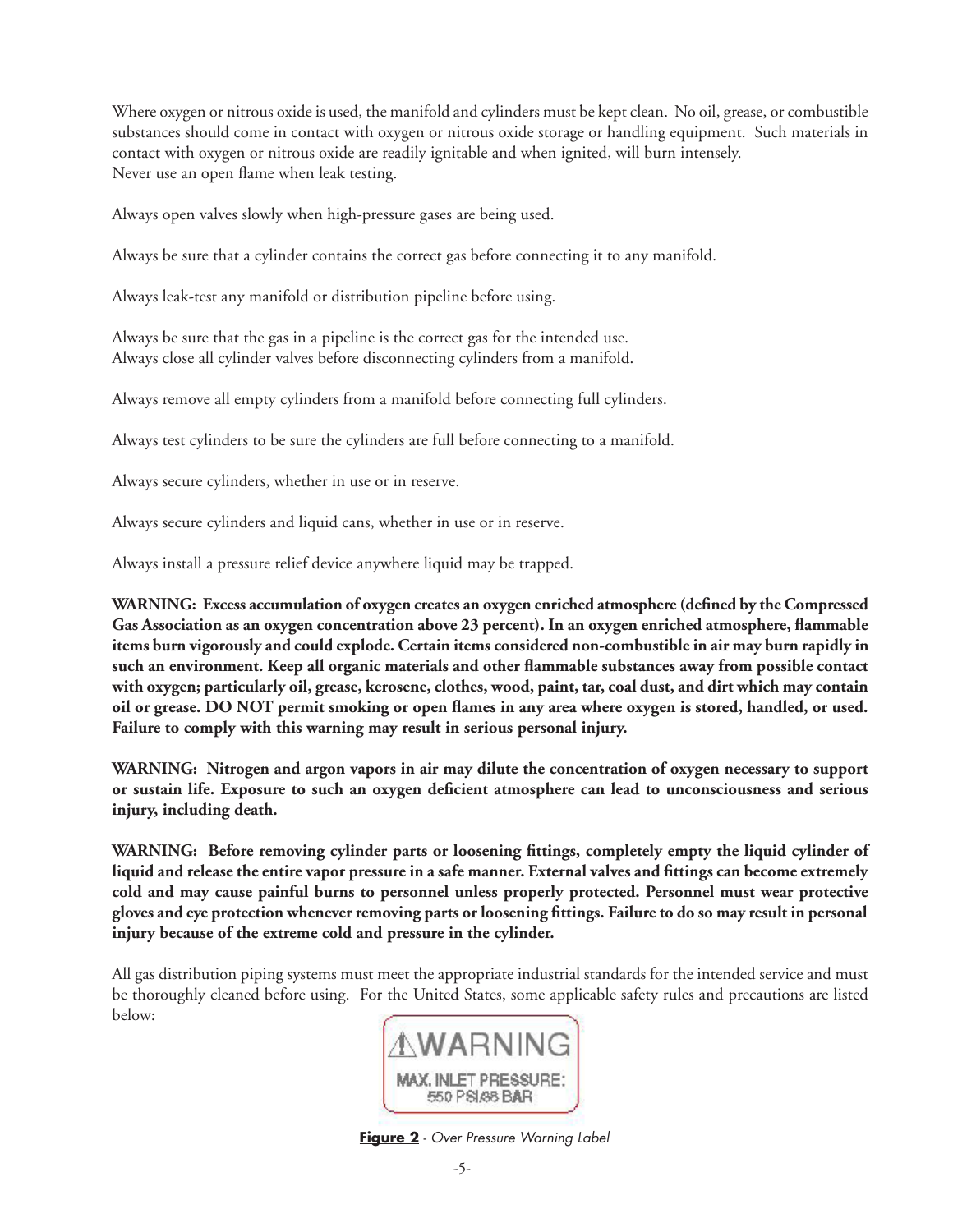Where oxygen or nitrous oxide is used, the manifold and cylinders must be kept clean. No oil, grease, or combustible substances should come in contact with oxygen or nitrous oxide storage or handling equipment. Such materials in contact with oxygen or nitrous oxide are readily ignitable and when ignited, will burn intensely.
Never use an open flame when leak testing.

Always open valves slowly when high-pressure gases are being used.

Always be sure that a cylinder contains the correct gas before connecting it to any manifold.

Always leak-test any manifold or distribution pipeline before using.

Always be sure that the gas in a pipeline is the correct gas for the intended use.
Always close all cylinder valves before disconnecting cylinders from a manifold.

Always remove all empty cylinders from a manifold before connecting full cylinders.

Always test cylinders to be sure the cylinders are full before connecting to a manifold.

Always secure cylinders, whether in use or in reserve.

Always secure cylinders and liquid cans, whether in use or in reserve.

Always install a pressure relief device anywhere liquid may be trapped.

**WARNING: Excess accumulation of oxygen creates an oxygen enriched atmosphere (defined by the Compressed Gas Association as an oxygen concentration above 23 percent). In an oxygen enriched atmosphere, flammable items burn vigorously and could explode. Certain items considered non-combustible in air may burn rapidly in such an environment. Keep all organic materials and other flammable substances away from possible contact with oxygen; particularly oil, grease, kerosene, clothes, wood, paint, tar, coal dust, and dirt which may contain oil or grease. DO NOT permit smoking or open flames in any area where oxygen is stored, handled, or used. Failure to comply with this warning may result in serious personal injury.**

**WARNING: Nitrogen and argon vapors in air may dilute the concentration of oxygen necessary to support or sustain life. Exposure to such an oxygen deficient atmosphere can lead to unconsciousness and serious injury, including death.**

**WARNING: Before removing cylinder parts or loosening fittings, completely empty the liquid cylinder of liquid and release the entire vapor pressure in a safe manner. External valves and fittings can become extremely cold and may cause painful burns to personnel unless properly protected. Personnel must wear protective gloves and eye protection whenever removing parts or loosening fittings. Failure to do so may result in personal injury because of the extreme cold and pressure in the cylinder.**

All gas distribution piping systems must meet the appropriate industrial standards for the intended service and must be thoroughly cleaned before using. For the United States, some applicable safety rules and precautions are listed below:

⚠WARNING
MAX. INLET PRESSURE:
550 PSI/38 BAR

**Figure 2** - *Over Pressure Warning Label*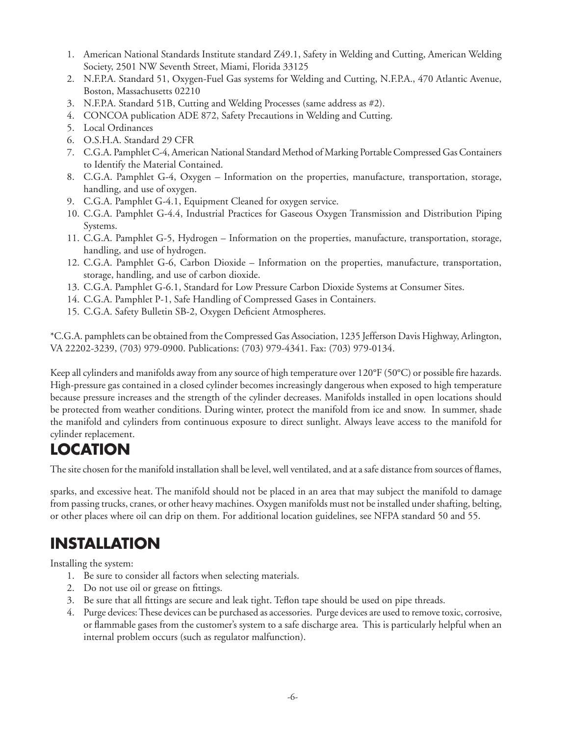1. American National Standards Institute standard Z49.1, Safety in Welding and Cutting, American Welding Society, 2501 NW Seventh Street, Miami, Florida 33125
2. N.F.P.A. Standard 51, Oxygen-Fuel Gas systems for Welding and Cutting, N.F.P.A., 470 Atlantic Avenue, Boston, Massachusetts 02210
3. N.F.P.A. Standard 51B, Cutting and Welding Processes (same address as #2).
4. CONCOA publication ADE 872, Safety Precautions in Welding and Cutting.
5. Local Ordinances
6. O.S.H.A. Standard 29 CFR
7. C.G.A. Pamphlet C-4, American National Standard Method of Marking Portable Compressed Gas Containers to Identify the Material Contained.
8. C.G.A. Pamphlet G-4, Oxygen – Information on the properties, manufacture, transportation, storage, handling, and use of oxygen.
9. C.G.A. Pamphlet G-4.1, Equipment Cleaned for oxygen service.
10. C.G.A. Pamphlet G-4.4, Industrial Practices for Gaseous Oxygen Transmission and Distribution Piping Systems.
11. C.G.A. Pamphlet G-5, Hydrogen – Information on the properties, manufacture, transportation, storage, handling, and use of hydrogen.
12. C.G.A. Pamphlet G-6, Carbon Dioxide – Information on the properties, manufacture, transportation, storage, handling, and use of carbon dioxide.
13. C.G.A. Pamphlet G-6.1, Standard for Low Pressure Carbon Dioxide Systems at Consumer Sites.
14. C.G.A. Pamphlet P-1, Safe Handling of Compressed Gases in Containers.
15. C.G.A. Safety Bulletin SB-2, Oxygen Deficient Atmospheres.

*C.G.A. pamphlets can be obtained from the Compressed Gas Association, 1235 Jefferson Davis Highway, Arlington, VA 22202-3239, (703) 979-0900. Publications: (703) 979-4341. Fax: (703) 979-0134.

Keep all cylinders and manifolds away from any source of high temperature over 120°F (50°C) or possible fire hazards. High-pressure gas contained in a closed cylinder becomes increasingly dangerous when exposed to high temperature because pressure increases and the strength of the cylinder decreases. Manifolds installed in open locations should be protected from weather conditions. During winter, protect the manifold from ice and snow. In summer, shade the manifold and cylinders from continuous exposure to direct sunlight. Always leave access to the manifold for cylinder replacement.

## LOCATION

The site chosen for the manifold installation shall be level, well ventilated, and at a safe distance from sources of flames, sparks, and excessive heat. The manifold should not be placed in an area that may subject the manifold to damage from passing trucks, cranes, or other heavy machines. Oxygen manifolds must not be installed under shafting, belting, or other places where oil can drip on them. For additional location guidelines, see NFPA standard 50 and 55.

## INSTALLATION

Installing the system:

1. Be sure to consider all factors when selecting materials.
2. Do not use oil or grease on fittings.
3. Be sure that all fittings are secure and leak tight. Teflon tape should be used on pipe threads.
4. Purge devices: These devices can be purchased as accessories. Purge devices are used to remove toxic, corrosive, or flammable gases from the customer's system to a safe discharge area. This is particularly helpful when an internal problem occurs (such as regulator malfunction).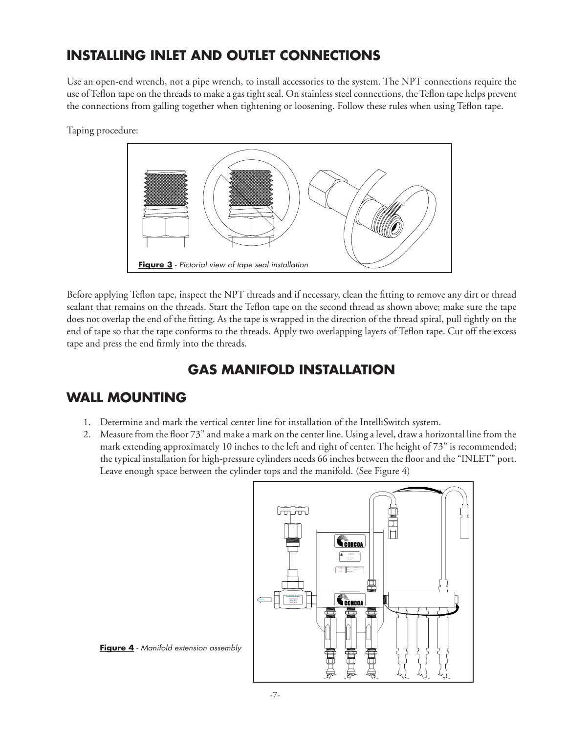## INSTALLING INLET AND OUTLET CONNECTIONS

Use an open-end wrench, not a pipe wrench, to install accessories to the system. The NPT connections require the use of Teflon tape on the threads to make a gas tight seal. On stainless steel connections, the Teflon tape helps prevent the connections from galling together when tightening or loosening. Follow these rules when using Teflon tape.

Taping procedure:

**Figure 3** - *Pictorial view of tape seal installation*

Before applying Teflon tape, inspect the NPT threads and if necessary, clean the fitting to remove any dirt or thread sealant that remains on the threads. Start the Teflon tape on the second thread as shown above; make sure the tape does not overlap the end of the fitting. As the tape is wrapped in the direction of the thread spiral, pull tightly on the end of tape so that the tape conforms to the threads. Apply two overlapping layers of Teflon tape. Cut off the excess tape and press the end firmly into the threads.

# GAS MANIFOLD INSTALLATION

## WALL MOUNTING

1. Determine and mark the vertical center line for installation of the IntelliSwitch system.
2. Measure from the floor 73" and make a mark on the center line. Using a level, draw a horizontal line from the mark extending approximately 10 inches to the left and right of center. The height of 73" is recommended; the typical installation for high-pressure cylinders needs 66 inches between the floor and the "INLET" port. Leave enough space between the cylinder tops and the manifold. (See Figure 4)

**Figure 4** - *Manifold extension assembly*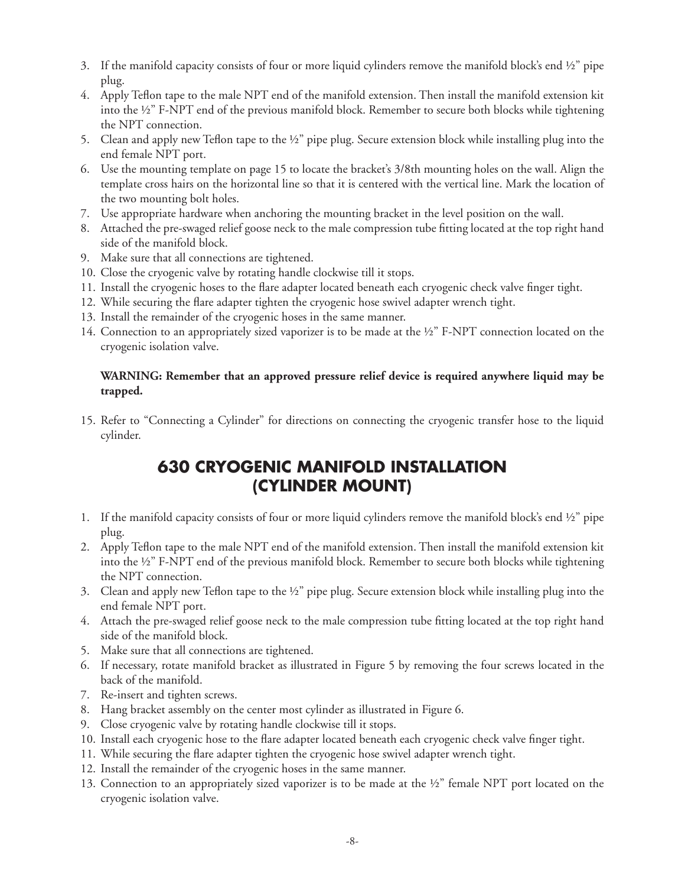3. If the manifold capacity consists of four or more liquid cylinders remove the manifold block's end ½" pipe plug.
4. Apply Teflon tape to the male NPT end of the manifold extension. Then install the manifold extension kit into the ½" F-NPT end of the previous manifold block. Remember to secure both blocks while tightening the NPT connection.
5. Clean and apply new Teflon tape to the ½" pipe plug. Secure extension block while installing plug into the end female NPT port.
6. Use the mounting template on page 15 to locate the bracket's 3/8th mounting holes on the wall. Align the template cross hairs on the horizontal line so that it is centered with the vertical line. Mark the location of the two mounting bolt holes.
7. Use appropriate hardware when anchoring the mounting bracket in the level position on the wall.
8. Attached the pre-swaged relief goose neck to the male compression tube fitting located at the top right hand side of the manifold block.
9. Make sure that all connections are tightened.
10. Close the cryogenic valve by rotating handle clockwise till it stops.
11. Install the cryogenic hoses to the flare adapter located beneath each cryogenic check valve finger tight.
12. While securing the flare adapter tighten the cryogenic hose swivel adapter wrench tight.
13. Install the remainder of the cryogenic hoses in the same manner.
14. Connection to an appropriately sized vaporizer is to be made at the ½" F-NPT connection located on the cryogenic isolation valve.

**WARNING: Remember that an approved pressure relief device is required anywhere liquid may be trapped.**

15. Refer to "Connecting a Cylinder" for directions on connecting the cryogenic transfer hose to the liquid cylinder.

## 630 CRYOGENIC MANIFOLD INSTALLATION (CYLINDER MOUNT)

1. If the manifold capacity consists of four or more liquid cylinders remove the manifold block's end ½" pipe plug.
2. Apply Teflon tape to the male NPT end of the manifold extension. Then install the manifold extension kit into the ½" F-NPT end of the previous manifold block. Remember to secure both blocks while tightening the NPT connection.
3. Clean and apply new Teflon tape to the ½" pipe plug. Secure extension block while installing plug into the end female NPT port.
4. Attach the pre-swaged relief goose neck to the male compression tube fitting located at the top right hand side of the manifold block.
5. Make sure that all connections are tightened.
6. If necessary, rotate manifold bracket as illustrated in Figure 5 by removing the four screws located in the back of the manifold.
7. Re-insert and tighten screws.
8. Hang bracket assembly on the center most cylinder as illustrated in Figure 6.
9. Close cryogenic valve by rotating handle clockwise till it stops.
10. Install each cryogenic hose to the flare adapter located beneath each cryogenic check valve finger tight.
11. While securing the flare adapter tighten the cryogenic hose swivel adapter wrench tight.
12. Install the remainder of the cryogenic hoses in the same manner.
13. Connection to an appropriately sized vaporizer is to be made at the ½" female NPT port located on the cryogenic isolation valve.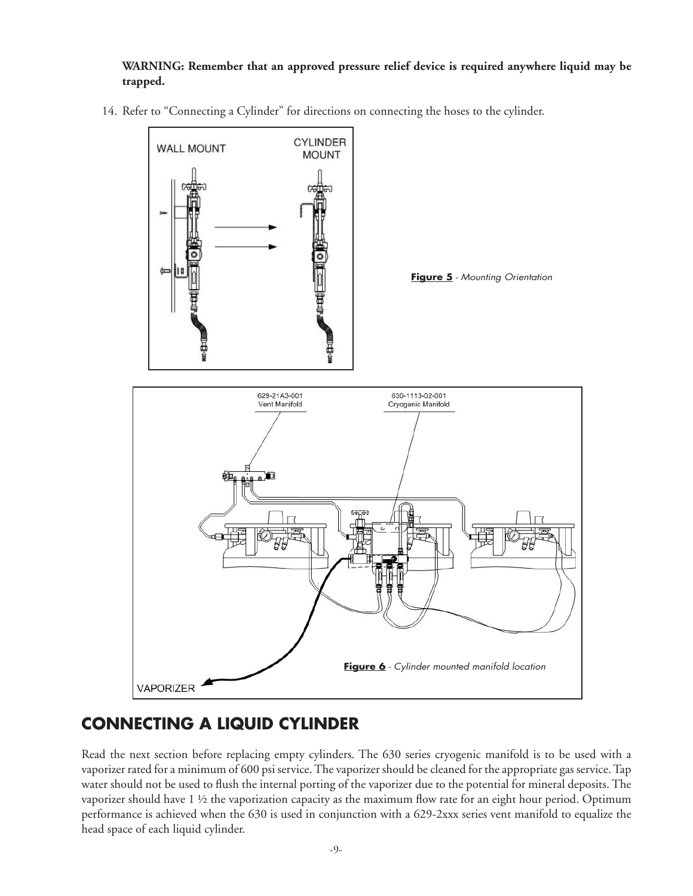**WARNING: Remember that an approved pressure relief device is required anywhere liquid may be trapped.**

14. Refer to "Connecting a Cylinder" for directions on connecting the hoses to the cylinder.

**Figure 5** - *Mounting Orientation*

**Figure 6** - *Cylinder mounted manifold location*

## CONNECTING A LIQUID CYLINDER

Read the next section before replacing empty cylinders. The 630 series cryogenic manifold is to be used with a vaporizer rated for a minimum of 600 psi service. The vaporizer should be cleaned for the appropriate gas service. Tap water should not be used to flush the internal porting of the vaporizer due to the potential for mineral deposits. The vaporizer should have 1 ½ the vaporization capacity as the maximum flow rate for an eight hour period. Optimum performance is achieved when the 630 is used in conjunction with a 629-2xxx series vent manifold to equalize the head space of each liquid cylinder.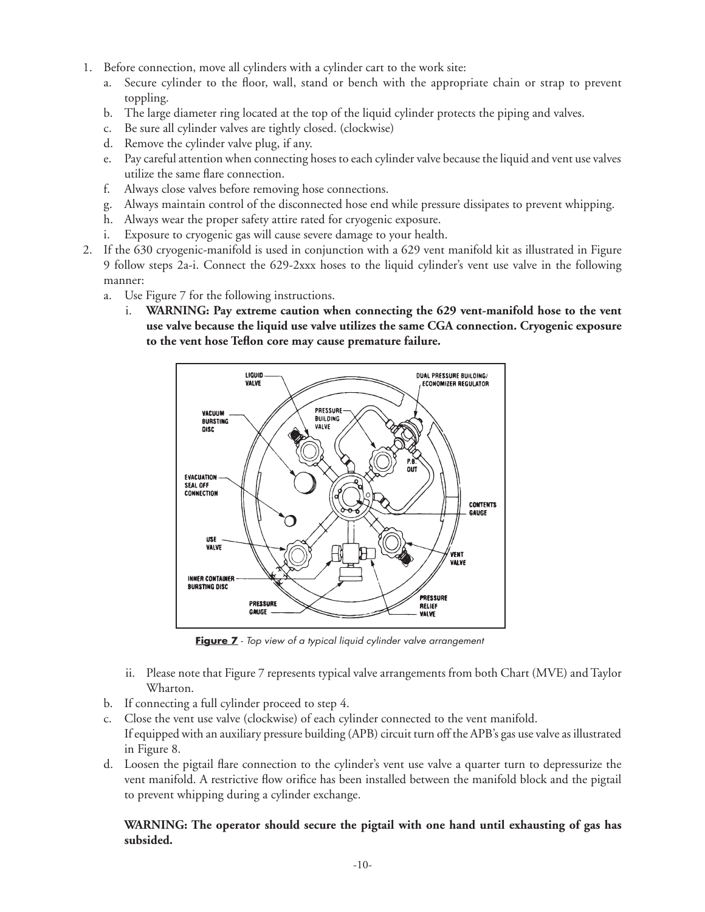1. Before connection, move all cylinders with a cylinder cart to the work site:
   a. Secure cylinder to the floor, wall, stand or bench with the appropriate chain or strap to prevent toppling.
   b. The large diameter ring located at the top of the liquid cylinder protects the piping and valves.
   c. Be sure all cylinder valves are tightly closed. (clockwise)
   d. Remove the cylinder valve plug, if any.
   e. Pay careful attention when connecting hoses to each cylinder valve because the liquid and vent use valves utilize the same flare connection.
   f. Always close valves before removing hose connections.
   g. Always maintain control of the disconnected hose end while pressure dissipates to prevent whipping.
   h. Always wear the proper safety attire rated for cryogenic exposure.
   i. Exposure to cryogenic gas will cause severe damage to your health.
2. If the 630 cryogenic-manifold is used in conjunction with a 629 vent manifold kit as illustrated in Figure 9 follow steps 2a-i. Connect the 629-2xxx hoses to the liquid cylinder's vent use valve in the following manner:
   a. Use Figure 7 for the following instructions.
      i. **WARNING: Pay extreme caution when connecting the 629 vent-manifold hose to the vent use valve because the liquid use valve utilizes the same CGA connection. Cryogenic exposure to the vent hose Teflon core may cause premature failure.**

**Figure 7** - *Top view of a typical liquid cylinder valve arrangement*

      ii. Please note that Figure 7 represents typical valve arrangements from both Chart (MVE) and Taylor Wharton.
   b. If connecting a full cylinder proceed to step 4.
   c. Close the vent use valve (clockwise) of each cylinder connected to the vent manifold.
      If equipped with an auxiliary pressure building (APB) circuit turn off the APB's gas use valve as illustrated in Figure 8.
   d. Loosen the pigtail flare connection to the cylinder's vent use valve a quarter turn to depressurize the vent manifold. A restrictive flow orifice has been installed between the manifold block and the pigtail to prevent whipping during a cylinder exchange.

   **WARNING: The operator should secure the pigtail with one hand until exhausting of gas has subsided.**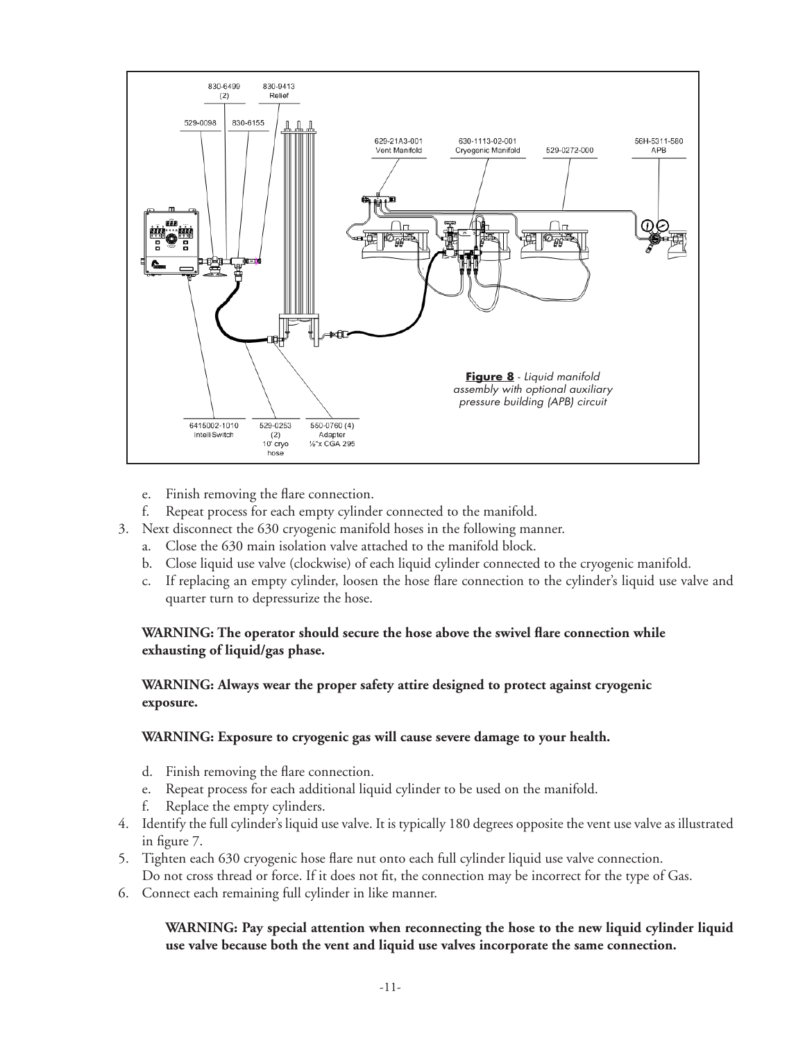**Figure 8** - Liquid manifold assembly with optional auxiliary pressure building (APB) circuit

e. Finish removing the flare connection.
f. Repeat process for each empty cylinder connected to the manifold.

3. Next disconnect the 630 cryogenic manifold hoses in the following manner.
   a. Close the 630 main isolation valve attached to the manifold block.
   b. Close liquid use valve (clockwise) of each liquid cylinder connected to the cryogenic manifold.
   c. If replacing an empty cylinder, loosen the hose flare connection to the cylinder's liquid use valve and quarter turn to depressurize the hose.

   **WARNING: The operator should secure the hose above the swivel flare connection while exhausting of liquid/gas phase.**

   **WARNING: Always wear the proper safety attire designed to protect against cryogenic exposure.**

   **WARNING: Exposure to cryogenic gas will cause severe damage to your health.**

   d. Finish removing the flare connection.
   e. Repeat process for each additional liquid cylinder to be used on the manifold.
   f. Replace the empty cylinders.
4. Identify the full cylinder's liquid use valve. It is typically 180 degrees opposite the vent use valve as illustrated in figure 7.
5. Tighten each 630 cryogenic hose flare nut onto each full cylinder liquid use valve connection. Do not cross thread or force. If it does not fit, the connection may be incorrect for the type of Gas.
6. Connect each remaining full cylinder in like manner.

   **WARNING: Pay special attention when reconnecting the hose to the new liquid cylinder liquid use valve because both the vent and liquid use valves incorporate the same connection.**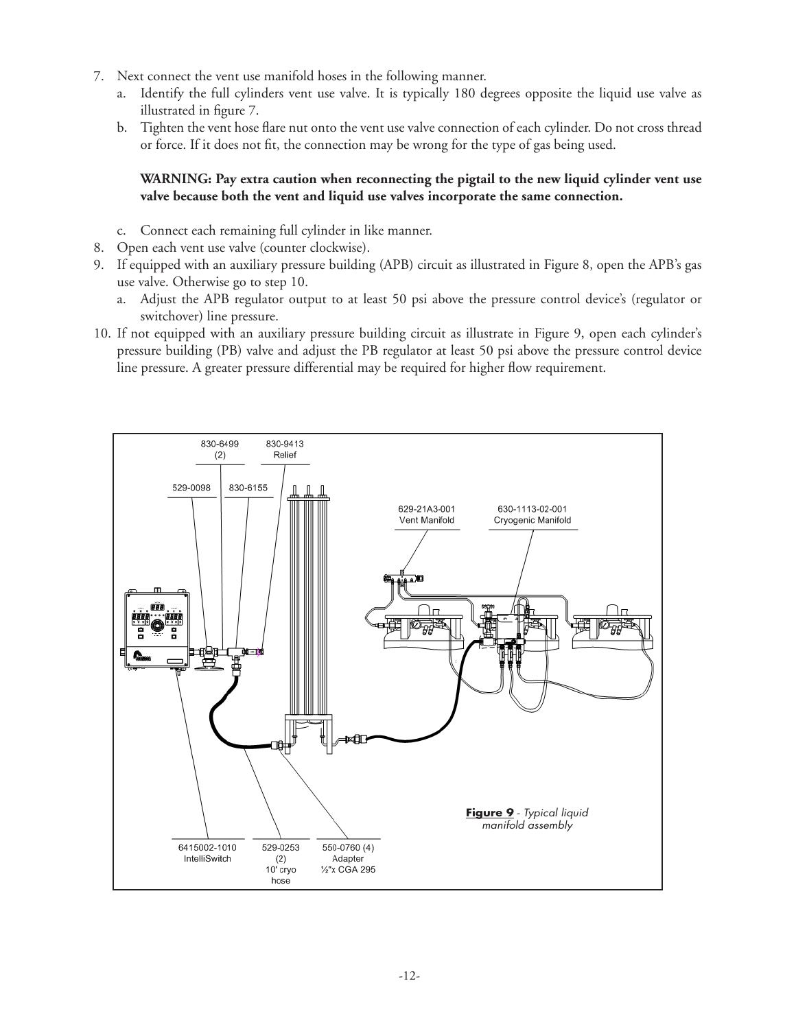7. Next connect the vent use manifold hoses in the following manner.
   a. Identify the full cylinders vent use valve. It is typically 180 degrees opposite the liquid use valve as illustrated in figure 7.
   b. Tighten the vent hose flare nut onto the vent use valve connection of each cylinder. Do not cross thread or force. If it does not fit, the connection may be wrong for the type of gas being used.

      **WARNING: Pay extra caution when reconnecting the pigtail to the new liquid cylinder vent use valve because both the vent and liquid use valves incorporate the same connection.**

   c. Connect each remaining full cylinder in like manner.
8. Open each vent use valve (counter clockwise).
9. If equipped with an auxiliary pressure building (APB) circuit as illustrated in Figure 8, open the APB's gas use valve. Otherwise go to step 10.
   a. Adjust the APB regulator output to at least 50 psi above the pressure control device's (regulator or switchover) line pressure.
10. If not equipped with an auxiliary pressure building circuit as illustrate in Figure 9, open each cylinder's pressure building (PB) valve and adjust the PB regulator at least 50 psi above the pressure control device line pressure. A greater pressure differential may be required for higher flow requirement.

830-6499 (2)
830-9413 Relief
529-0098
830-6155
629-21A3-001 Vent Manifold
630-1113-02-001 Cryogenic Manifold
6415002-1010 IntelliSwitch
529-0253 (2) 10' cryo hose
550-0760 (4) Adapter ½"x CGA 295

**Figure 9** - *Typical liquid manifold assembly*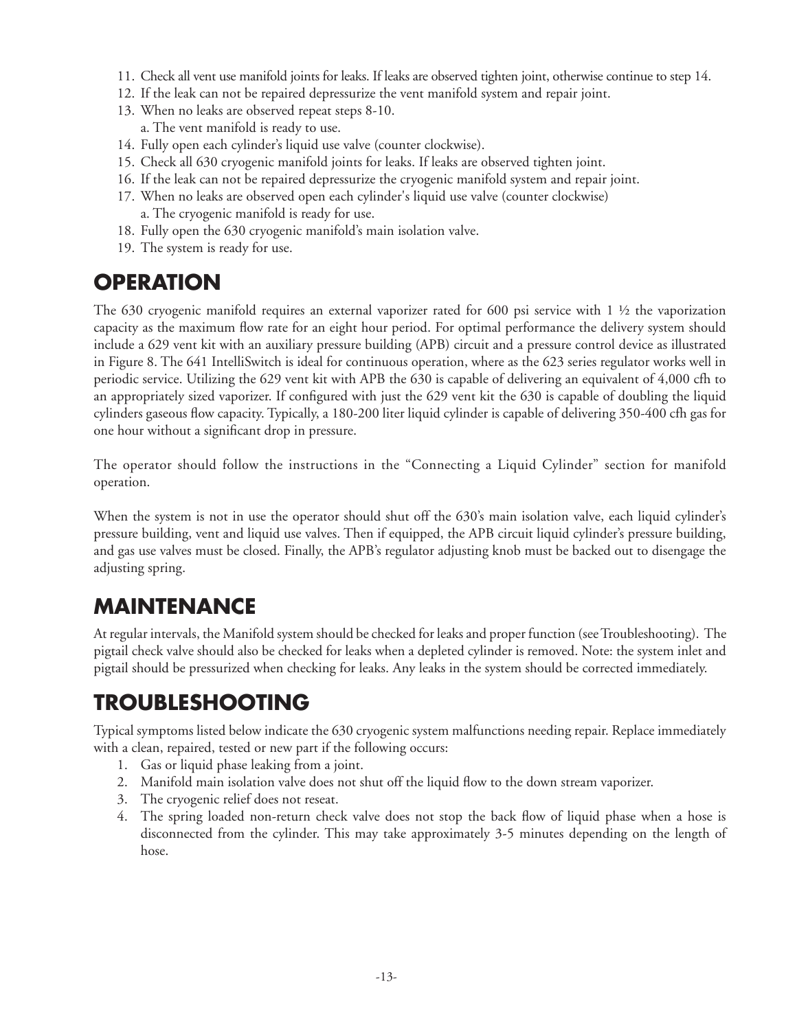11. Check all vent use manifold joints for leaks. If leaks are observed tighten joint, otherwise continue to step 14.
12. If the leak can not be repaired depressurize the vent manifold system and repair joint.
13. When no leaks are observed repeat steps 8-10.
    a. The vent manifold is ready to use.
14. Fully open each cylinder's liquid use valve (counter clockwise).
15. Check all 630 cryogenic manifold joints for leaks. If leaks are observed tighten joint.
16. If the leak can not be repaired depressurize the cryogenic manifold system and repair joint.
17. When no leaks are observed open each cylinder's liquid use valve (counter clockwise)
    a. The cryogenic manifold is ready for use.
18. Fully open the 630 cryogenic manifold's main isolation valve.
19. The system is ready for use.

## OPERATION

The 630 cryogenic manifold requires an external vaporizer rated for 600 psi service with 1 ½ the vaporization capacity as the maximum flow rate for an eight hour period. For optimal performance the delivery system should include a 629 vent kit with an auxiliary pressure building (APB) circuit and a pressure control device as illustrated in Figure 8. The 641 IntelliSwitch is ideal for continuous operation, where as the 623 series regulator works well in periodic service. Utilizing the 629 vent kit with APB the 630 is capable of delivering an equivalent of 4,000 cfh to an appropriately sized vaporizer. If configured with just the 629 vent kit the 630 is capable of doubling the liquid cylinders gaseous flow capacity. Typically, a 180-200 liter liquid cylinder is capable of delivering 350-400 cfh gas for one hour without a significant drop in pressure.

The operator should follow the instructions in the "Connecting a Liquid Cylinder" section for manifold operation.

When the system is not in use the operator should shut off the 630's main isolation valve, each liquid cylinder's pressure building, vent and liquid use valves. Then if equipped, the APB circuit liquid cylinder's pressure building, and gas use valves must be closed. Finally, the APB's regulator adjusting knob must be backed out to disengage the adjusting spring.

## MAINTENANCE

At regular intervals, the Manifold system should be checked for leaks and proper function (see Troubleshooting). The pigtail check valve should also be checked for leaks when a depleted cylinder is removed. Note: the system inlet and pigtail should be pressurized when checking for leaks. Any leaks in the system should be corrected immediately.

## TROUBLESHOOTING

Typical symptoms listed below indicate the 630 cryogenic system malfunctions needing repair. Replace immediately with a clean, repaired, tested or new part if the following occurs:

1. Gas or liquid phase leaking from a joint.
2. Manifold main isolation valve does not shut off the liquid flow to the down stream vaporizer.
3. The cryogenic relief does not reseat.
4. The spring loaded non-return check valve does not stop the back flow of liquid phase when a hose is disconnected from the cylinder. This may take approximately 3-5 minutes depending on the length of hose.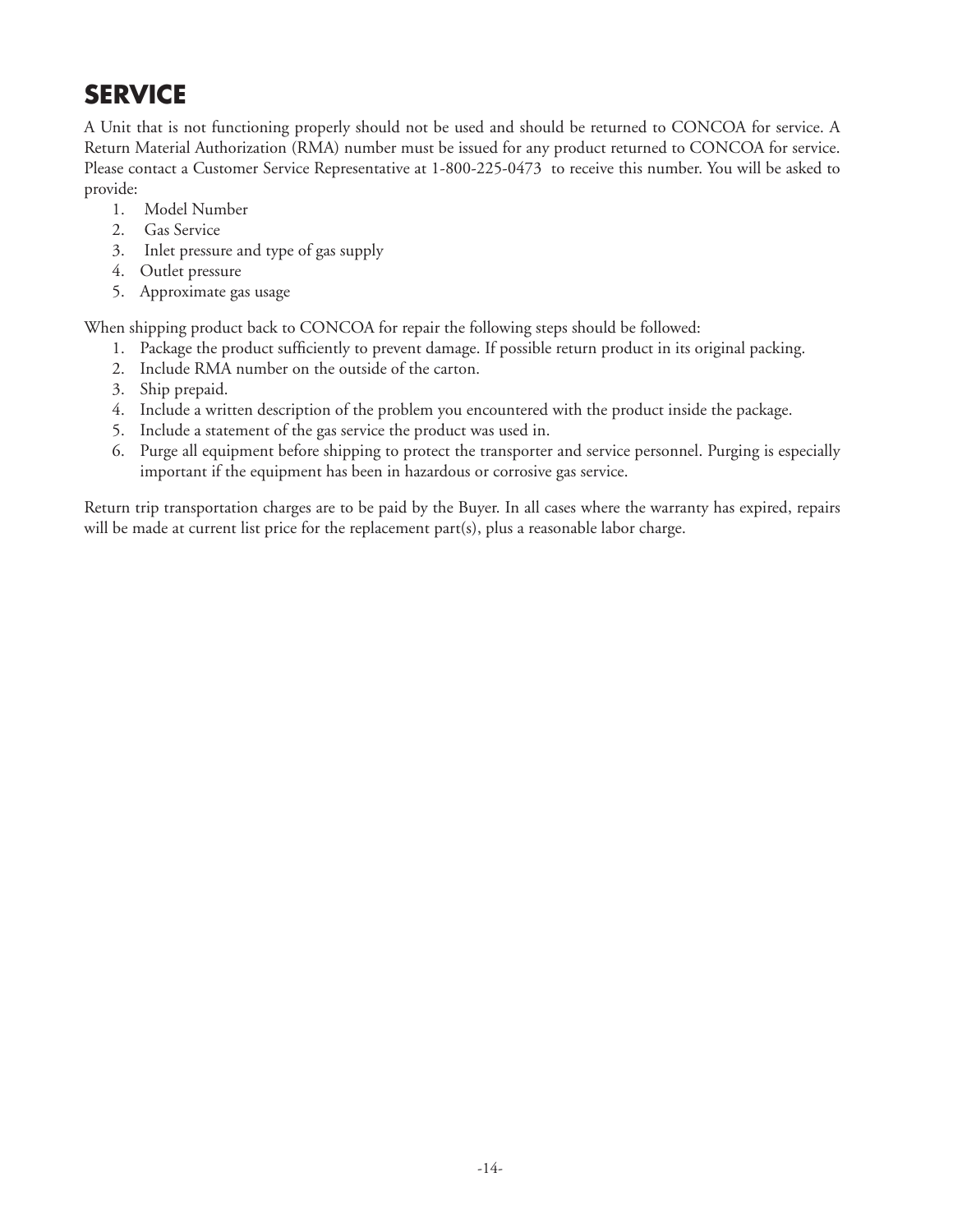# SERVICE

A Unit that is not functioning properly should not be used and should be returned to CONCOA for service. A Return Material Authorization (RMA) number must be issued for any product returned to CONCOA for service. Please contact a Customer Service Representative at 1-800-225-0473 to receive this number. You will be asked to provide:

1. Model Number
2. Gas Service
3. Inlet pressure and type of gas supply
4. Outlet pressure
5. Approximate gas usage

When shipping product back to CONCOA for repair the following steps should be followed:

1. Package the product sufficiently to prevent damage. If possible return product in its original packing.
2. Include RMA number on the outside of the carton.
3. Ship prepaid.
4. Include a written description of the problem you encountered with the product inside the package.
5. Include a statement of the gas service the product was used in.
6. Purge all equipment before shipping to protect the transporter and service personnel. Purging is especially important if the equipment has been in hazardous or corrosive gas service.

Return trip transportation charges are to be paid by the Buyer. In all cases where the warranty has expired, repairs will be made at current list price for the replacement part(s), plus a reasonable labor charge.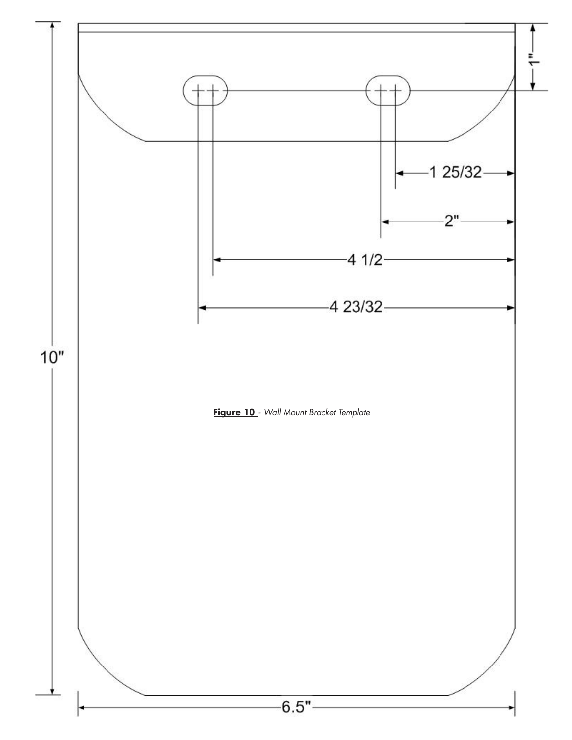**Figure 10** - *Wall Mount Bracket Template*

1"

1 25/32

2"

4 1/2

4 23/32

10"

6.5"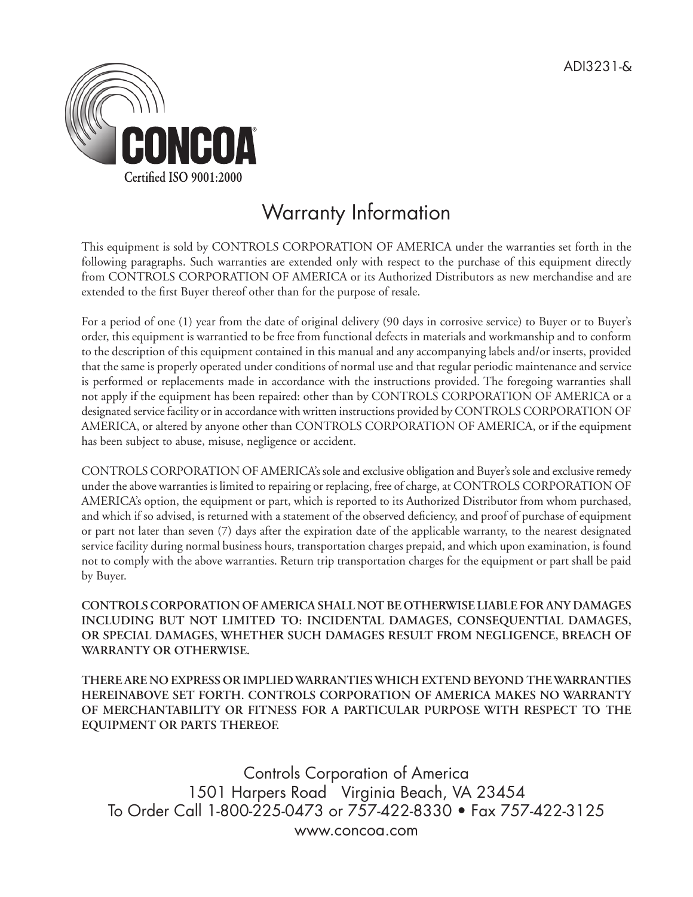ADI3231-&

CONCOA®

Certified ISO 9001:2000

# Warranty Information

This equipment is sold by CONTROLS CORPORATION OF AMERICA under the warranties set forth in the following paragraphs. Such warranties are extended only with respect to the purchase of this equipment directly from CONTROLS CORPORATION OF AMERICA or its Authorized Distributors as new merchandise and are extended to the first Buyer thereof other than for the purpose of resale.

For a period of one (1) year from the date of original delivery (90 days in corrosive service) to Buyer or to Buyer's order, this equipment is warrantied to be free from functional defects in materials and workmanship and to conform to the description of this equipment contained in this manual and any accompanying labels and/or inserts, provided that the same is properly operated under conditions of normal use and that regular periodic maintenance and service is performed or replacements made in accordance with the instructions provided. The foregoing warranties shall not apply if the equipment has been repaired: other than by CONTROLS CORPORATION OF AMERICA or a designated service facility or in accordance with written instructions provided by CONTROLS CORPORATION OF AMERICA, or altered by anyone other than CONTROLS CORPORATION OF AMERICA, or if the equipment has been subject to abuse, misuse, negligence or accident.

CONTROLS CORPORATION OF AMERICA's sole and exclusive obligation and Buyer's sole and exclusive remedy under the above warranties is limited to repairing or replacing, free of charge, at CONTROLS CORPORATION OF AMERICA's option, the equipment or part, which is reported to its Authorized Distributor from whom purchased, and which if so advised, is returned with a statement of the observed deficiency, and proof of purchase of equipment or part not later than seven (7) days after the expiration date of the applicable warranty, to the nearest designated service facility during normal business hours, transportation charges prepaid, and which upon examination, is found not to comply with the above warranties. Return trip transportation charges for the equipment or part shall be paid by Buyer.

**CONTROLS CORPORATION OF AMERICA SHALL NOT BE OTHERWISE LIABLE FOR ANY DAMAGES INCLUDING BUT NOT LIMITED TO: INCIDENTAL DAMAGES, CONSEQUENTIAL DAMAGES, OR SPECIAL DAMAGES, WHETHER SUCH DAMAGES RESULT FROM NEGLIGENCE, BREACH OF WARRANTY OR OTHERWISE.**

**THERE ARE NO EXPRESS OR IMPLIED WARRANTIES WHICH EXTEND BEYOND THE WARRANTIES HEREINABOVE SET FORTH. CONTROLS CORPORATION OF AMERICA MAKES NO WARRANTY OF MERCHANTABILITY OR FITNESS FOR A PARTICULAR PURPOSE WITH RESPECT TO THE EQUIPMENT OR PARTS THEREOF.**

Controls Corporation of America
1501 Harpers Road   Virginia Beach, VA 23454
To Order Call 1-800-225-0473 or 757-422-8330 • Fax 757-422-3125
www.concoa.com